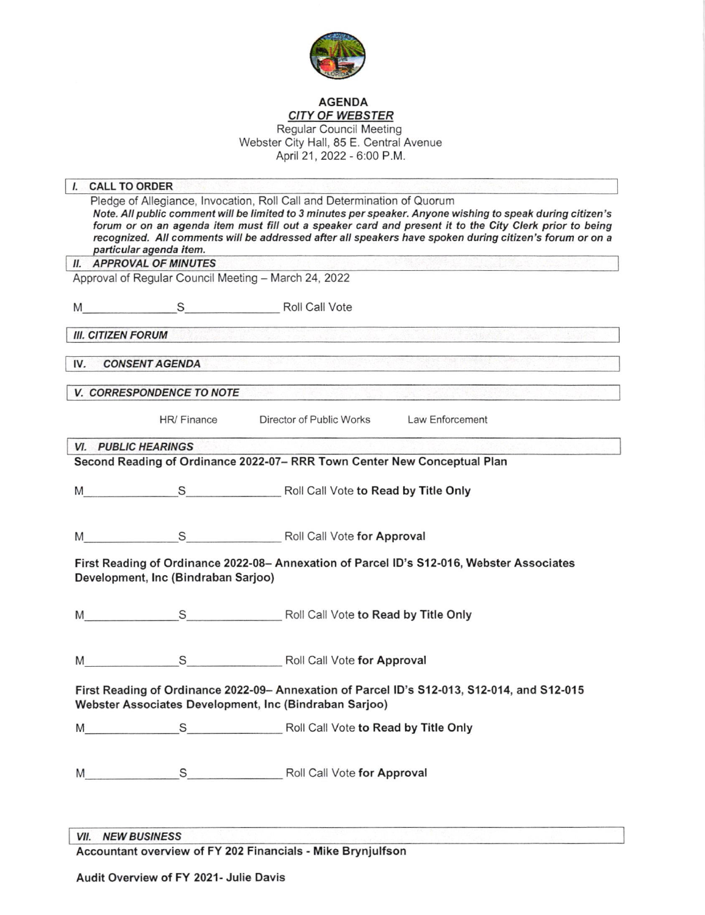# AGENDA

## *CITY OF WEBSTER*

Regular Council Meeting
Webster City Hall, 85 E. Central Avenue
April 21, 2022 - 6:00 P.M.

## I. CALL TO ORDER

Pledge of Allegiance, Invocation, Roll Call and Determination of Quorum

***Note. All public comment will be limited to 3 minutes per speaker. Anyone wishing to speak during citizen's forum or on an agenda item must fill out a speaker card and present it to the City Clerk prior to being recognized. All comments will be addressed after all speakers have spoken during citizen's forum or on a particular agenda item.***

## *II. APPROVAL OF MINUTES*

Approval of Regular Council Meeting – March 24, 2022

M_______________S_______________ Roll Call Vote

## *III. CITIZEN FORUM*

## IV. *CONSENT AGENDA*

## *V. CORRESPONDENCE TO NOTE*

HR/ Finance     Director of Public Works     Law Enforcement

## *VI. PUBLIC HEARINGS*

**Second Reading of Ordinance 2022-07– RRR Town Center New Conceptual Plan**

M_______________S_______________ Roll Call Vote **to Read by Title Only**

M_______________S_______________ Roll Call Vote **for Approval**

**First Reading of Ordinance 2022-08– Annexation of Parcel ID's S12-016, Webster Associates Development, Inc (Bindraban Sarjoo)**

M_______________S_______________ Roll Call Vote **to Read by Title Only**

M_______________S_______________ Roll Call Vote **for Approval**

**First Reading of Ordinance 2022-09– Annexation of Parcel ID's S12-013, S12-014, and S12-015 Webster Associates Development, Inc (Bindraban Sarjoo)**

M_______________S_______________ Roll Call Vote **to Read by Title Only**

M_______________S_______________ Roll Call Vote **for Approval**

## *VII. NEW BUSINESS*

**Accountant overview of FY 202 Financials - Mike Brynjulfson**

**Audit Overview of FY 2021- Julie Davis**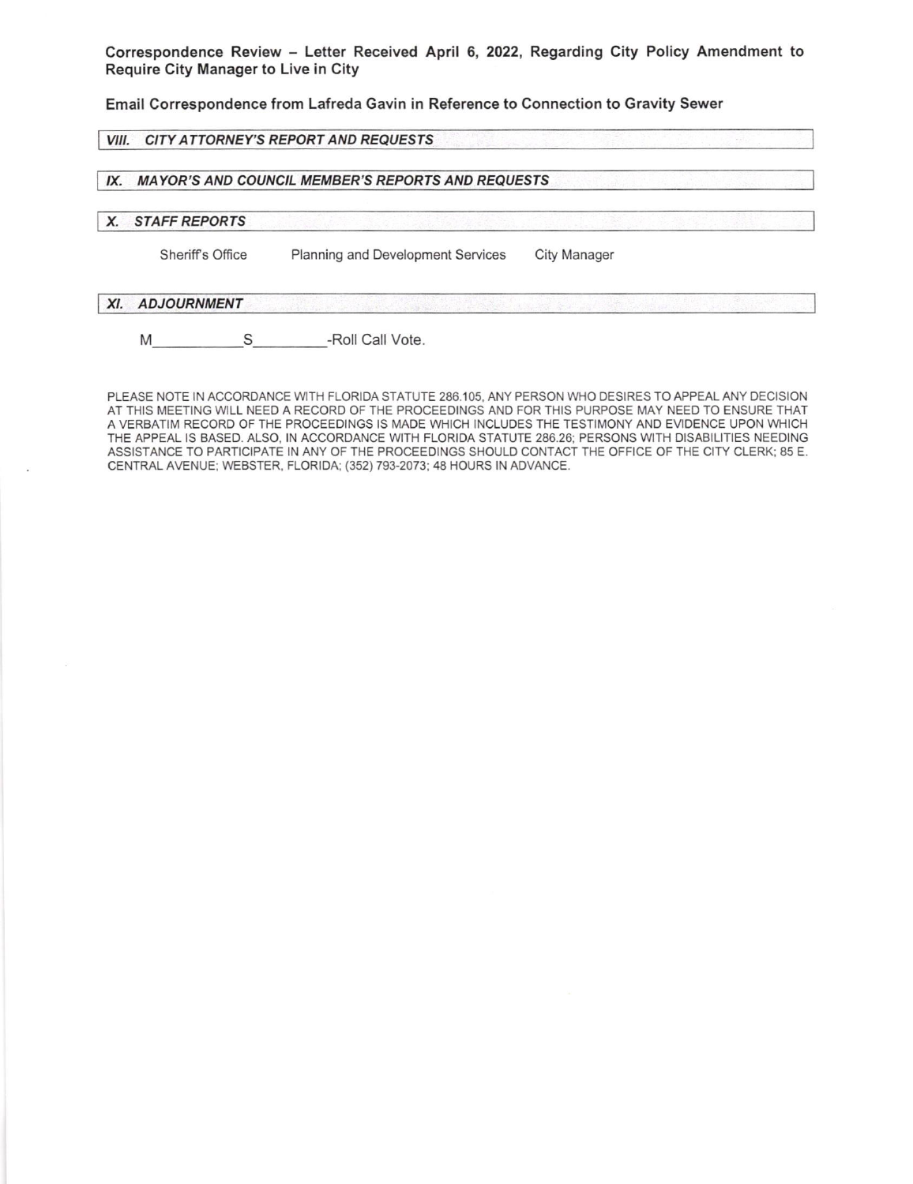**Correspondence Review – Letter Received April 6, 2022, Regarding City Policy Amendment to Require City Manager to Live in City**

**Email Correspondence from Lafreda Gavin in Reference to Connection to Gravity Sewer**

## *VIII. CITY ATTORNEY'S REPORT AND REQUESTS*

## *IX. MAYOR'S AND COUNCIL MEMBER'S REPORTS AND REQUESTS*

## *X. STAFF REPORTS*

Sheriff's Office    Planning and Development Services    City Manager

## *XI. ADJOURNMENT*

M__________ S__________-Roll Call Vote.

PLEASE NOTE IN ACCORDANCE WITH FLORIDA STATUTE 286.105, ANY PERSON WHO DESIRES TO APPEAL ANY DECISION AT THIS MEETING WILL NEED A RECORD OF THE PROCEEDINGS AND FOR THIS PURPOSE MAY NEED TO ENSURE THAT A VERBATIM RECORD OF THE PROCEEDINGS IS MADE WHICH INCLUDES THE TESTIMONY AND EVIDENCE UPON WHICH THE APPEAL IS BASED. ALSO, IN ACCORDANCE WITH FLORIDA STATUTE 286.26; PERSONS WITH DISABILITIES NEEDING ASSISTANCE TO PARTICIPATE IN ANY OF THE PROCEEDINGS SHOULD CONTACT THE OFFICE OF THE CITY CLERK; 85 E. CENTRAL AVENUE; WEBSTER, FLORIDA; (352) 793-2073; 48 HOURS IN ADVANCE.